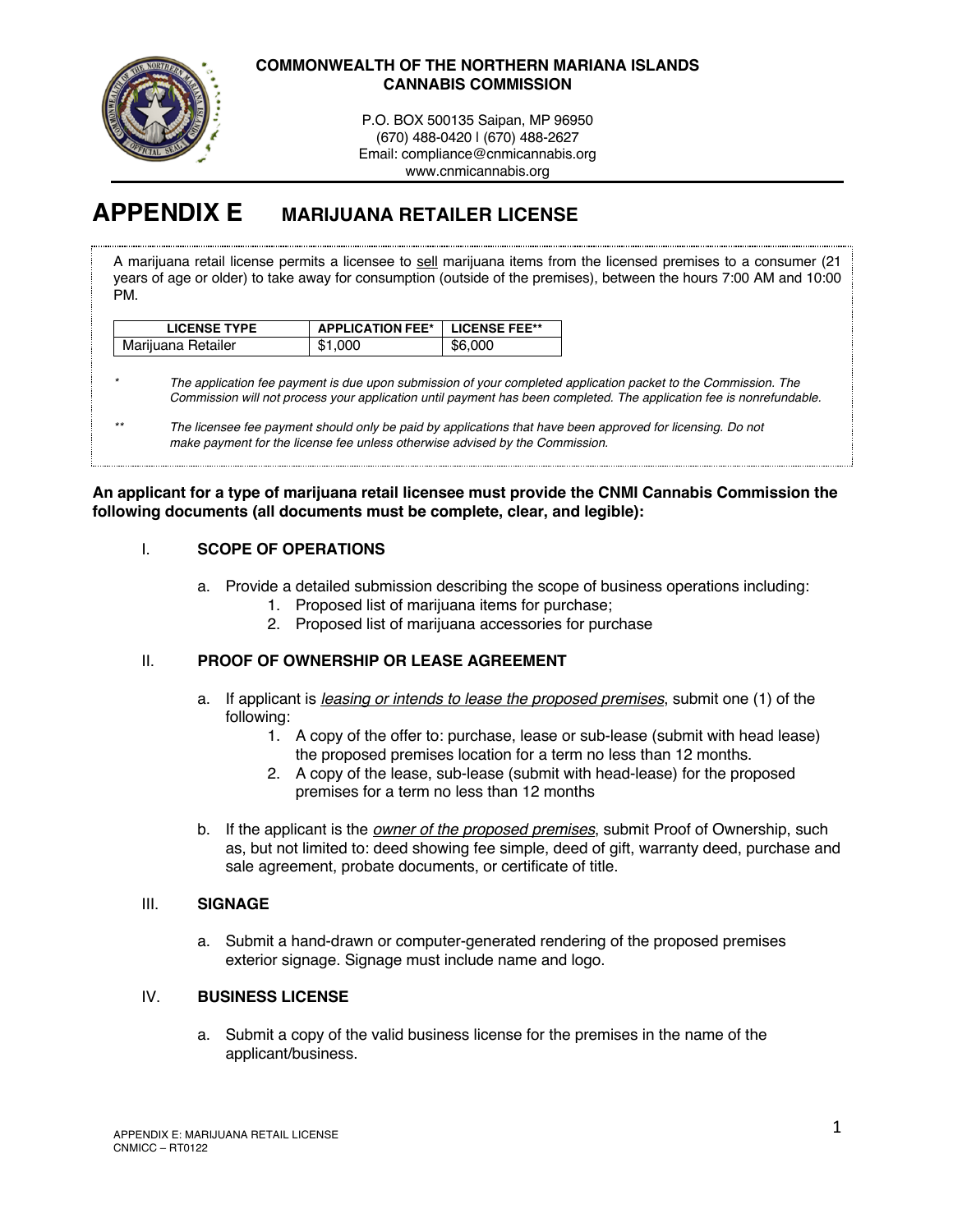**COMMONWEALTH OF THE NORTHERN MARIANA ISLANDS**
**CANNABIS COMMISSION**

P.O. BOX 500135 Saipan, MP 96950
(670) 488-0420 | (670) 488-2627
Email: compliance@cnmicannabis.org
www.cnmicannabis.org

# APPENDIX E MARIJUANA RETAILER LICENSE

A marijuana retail license permits a licensee to sell marijuana items from the licensed premises to a consumer (21 years of age or older) to take away for consumption (outside of the premises), between the hours 7:00 AM and 10:00 PM.

| LICENSE TYPE | APPLICATION FEE* | LICENSE FEE** |
|---|---|---|
| Marijuana Retailer | $1,000 | $6,000 |

\* *The application fee payment is due upon submission of your completed application packet to the Commission. The Commission will not process your application until payment has been completed. The application fee is nonrefundable.*

\*\* *The licensee fee payment should only be paid by applications that have been approved for licensing. Do not make payment for the license fee unless otherwise advised by the Commission.*

**An applicant for a type of marijuana retail licensee must provide the CNMI Cannabis Commission the following documents (all documents must be complete, clear, and legible):**

## I. SCOPE OF OPERATIONS

a. Provide a detailed submission describing the scope of business operations including:
   1. Proposed list of marijuana items for purchase;
   2. Proposed list of marijuana accessories for purchase

## II. PROOF OF OWNERSHIP OR LEASE AGREEMENT

a. If applicant is *leasing or intends to lease the proposed premises*, submit one (1) of the following:
   1. A copy of the offer to: purchase, lease or sub-lease (submit with head lease) the proposed premises location for a term no less than 12 months.
   2. A copy of the lease, sub-lease (submit with head-lease) for the proposed premises for a term no less than 12 months

b. If the applicant is the *owner of the proposed premises*, submit Proof of Ownership, such as, but not limited to: deed showing fee simple, deed of gift, warranty deed, purchase and sale agreement, probate documents, or certificate of title.

## III. SIGNAGE

a. Submit a hand-drawn or computer-generated rendering of the proposed premises exterior signage. Signage must include name and logo.

## IV. BUSINESS LICENSE

a. Submit a copy of the valid business license for the premises in the name of the applicant/business.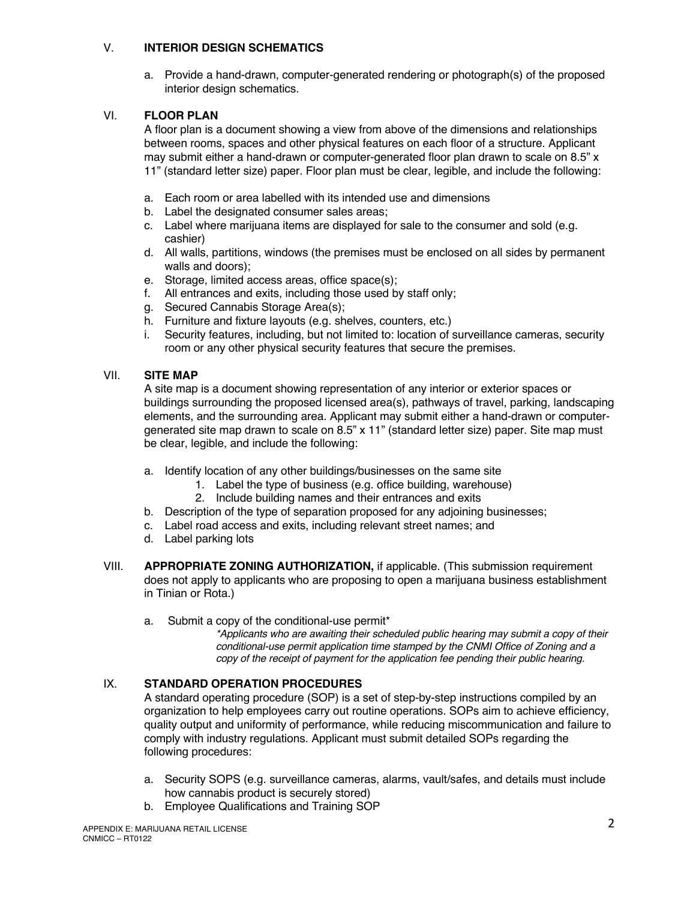## V. INTERIOR DESIGN SCHEMATICS

a. Provide a hand-drawn, computer-generated rendering or photograph(s) of the proposed interior design schematics.

## VI. FLOOR PLAN

A floor plan is a document showing a view from above of the dimensions and relationships between rooms, spaces and other physical features on each floor of a structure. Applicant may submit either a hand-drawn or computer-generated floor plan drawn to scale on 8.5" x 11" (standard letter size) paper. Floor plan must be clear, legible, and include the following:

a. Each room or area labelled with its intended use and dimensions
b. Label the designated consumer sales areas;
c. Label where marijuana items are displayed for sale to the consumer and sold (e.g. cashier)
d. All walls, partitions, windows (the premises must be enclosed on all sides by permanent walls and doors);
e. Storage, limited access areas, office space(s);
f. All entrances and exits, including those used by staff only;
g. Secured Cannabis Storage Area(s);
h. Furniture and fixture layouts (e.g. shelves, counters, etc.)
i. Security features, including, but not limited to: location of surveillance cameras, security room or any other physical security features that secure the premises.

## VII. SITE MAP

A site map is a document showing representation of any interior or exterior spaces or buildings surrounding the proposed licensed area(s), pathways of travel, parking, landscaping elements, and the surrounding area. Applicant may submit either a hand-drawn or computer-generated site map drawn to scale on 8.5" x 11" (standard letter size) paper. Site map must be clear, legible, and include the following:

a. Identify location of any other buildings/businesses on the same site
    1. Label the type of business (e.g. office building, warehouse)
    2. Include building names and their entrances and exits
b. Description of the type of separation proposed for any adjoining businesses;
c. Label road access and exits, including relevant street names; and
d. Label parking lots

## VIII. APPROPRIATE ZONING AUTHORIZATION, if applicable.

(This submission requirement does not apply to applicants who are proposing to open a marijuana business establishment in Tinian or Rota.)

a. Submit a copy of the conditional-use permit*

*\*Applicants who are awaiting their scheduled public hearing may submit a copy of their conditional-use permit application time stamped by the CNMI Office of Zoning and a copy of the receipt of payment for the application fee pending their public hearing.*

## IX. STANDARD OPERATION PROCEDURES

A standard operating procedure (SOP) is a set of step-by-step instructions compiled by an organization to help employees carry out routine operations. SOPs aim to achieve efficiency, quality output and uniformity of performance, while reducing miscommunication and failure to comply with industry regulations. Applicant must submit detailed SOPs regarding the following procedures:

a. Security SOPS (e.g. surveillance cameras, alarms, vault/safes, and details must include how cannabis product is securely stored)
b. Employee Qualifications and Training SOP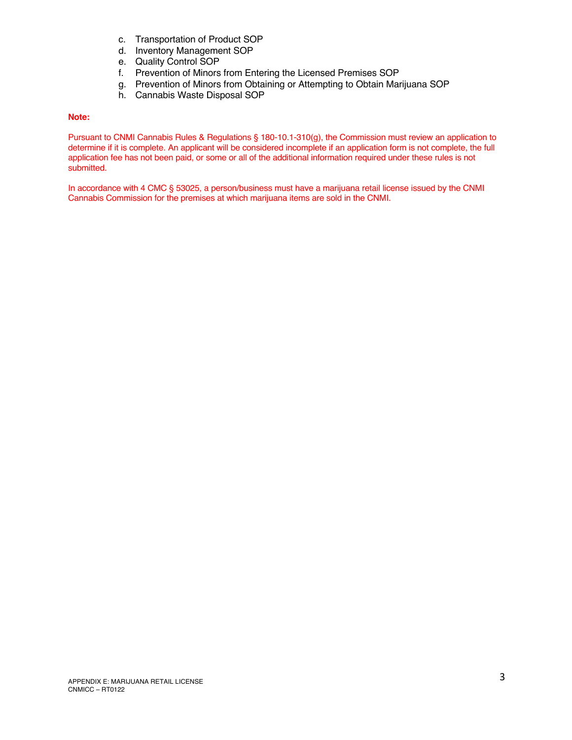c. Transportation of Product SOP
d. Inventory Management SOP
e. Quality Control SOP
f. Prevention of Minors from Entering the Licensed Premises SOP
g. Prevention of Minors from Obtaining or Attempting to Obtain Marijuana SOP
h. Cannabis Waste Disposal SOP

**Note:**

Pursuant to CNMI Cannabis Rules & Regulations § 180-10.1-310(g), the Commission must review an application to determine if it is complete. An applicant will be considered incomplete if an application form is not complete, the full application fee has not been paid, or some or all of the additional information required under these rules is not submitted.

In accordance with 4 CMC § 53025, a person/business must have a marijuana retail license issued by the CNMI Cannabis Commission for the premises at which marijuana items are sold in the CNMI.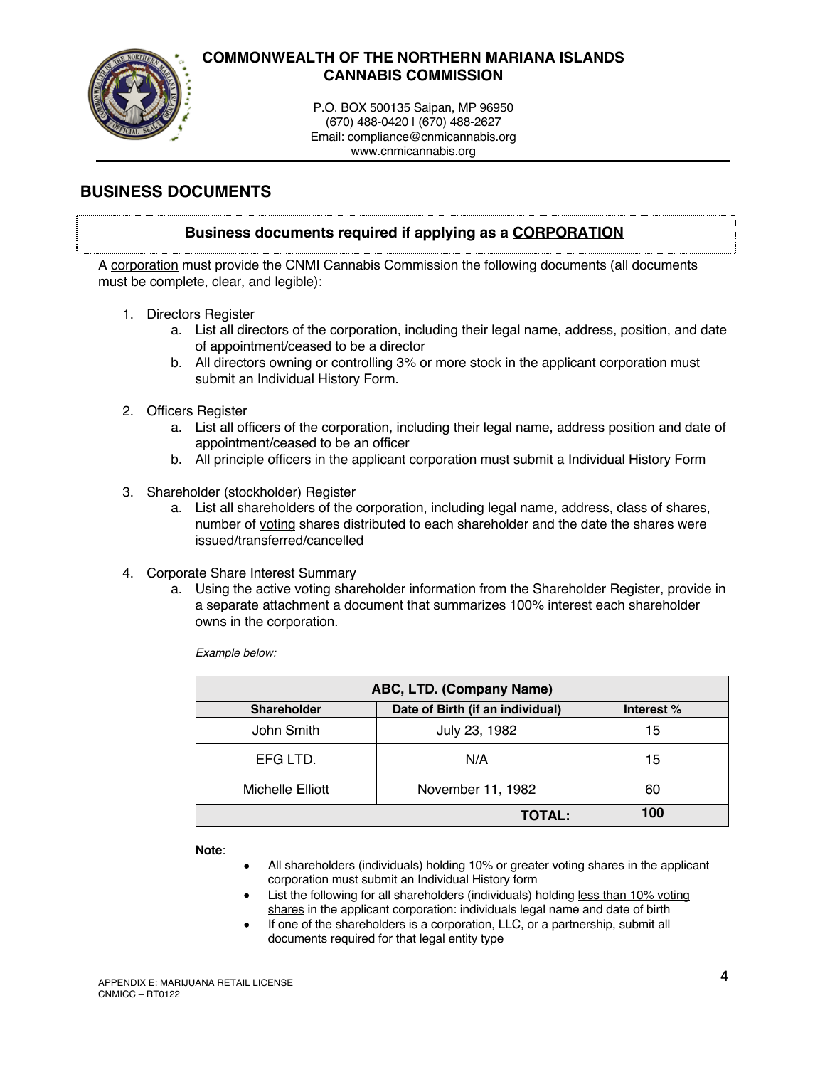# COMMONWEALTH OF THE NORTHERN MARIANA ISLANDS
# CANNABIS COMMISSION

P.O. BOX 500135 Saipan, MP 96950
(670) 488-0420 l (670) 488-2627
Email: compliance@cnmicannabis.org
www.cnmicannabis.org

## BUSINESS DOCUMENTS

**Business documents required if applying as a CORPORATION**

A corporation must provide the CNMI Cannabis Commission the following documents (all documents must be complete, clear, and legible):

1. Directors Register
   a. List all directors of the corporation, including their legal name, address, position, and date of appointment/ceased to be a director
   b. All directors owning or controlling 3% or more stock in the applicant corporation must submit an Individual History Form.

2. Officers Register
   a. List all officers of the corporation, including their legal name, address position and date of appointment/ceased to be an officer
   b. All principle officers in the applicant corporation must submit a Individual History Form

3. Shareholder (stockholder) Register
   a. List all shareholders of the corporation, including legal name, address, class of shares, number of voting shares distributed to each shareholder and the date the shares were issued/transferred/cancelled

4. Corporate Share Interest Summary
   a. Using the active voting shareholder information from the Shareholder Register, provide in a separate attachment a document that summarizes 100% interest each shareholder owns in the corporation.

*Example below:*

| ABC, LTD. (Company Name) | | |
|---|---|---|
| **Shareholder** | **Date of Birth (if an individual)** | **Interest %** |
| John Smith | July 23, 1982 | 15 |
| EFG LTD. | N/A | 15 |
| Michelle Elliott | November 11, 1982 | 60 |
| | **TOTAL:** | **100** |

**Note**:

- All shareholders (individuals) holding 10% or greater voting shares in the applicant corporation must submit an Individual History form
- List the following for all shareholders (individuals) holding less than 10% voting shares in the applicant corporation: individuals legal name and date of birth
- If one of the shareholders is a corporation, LLC, or a partnership, submit all documents required for that legal entity type

APPENDIX E: MARIJUANA RETAIL LICENSE
CNMICC – RT0122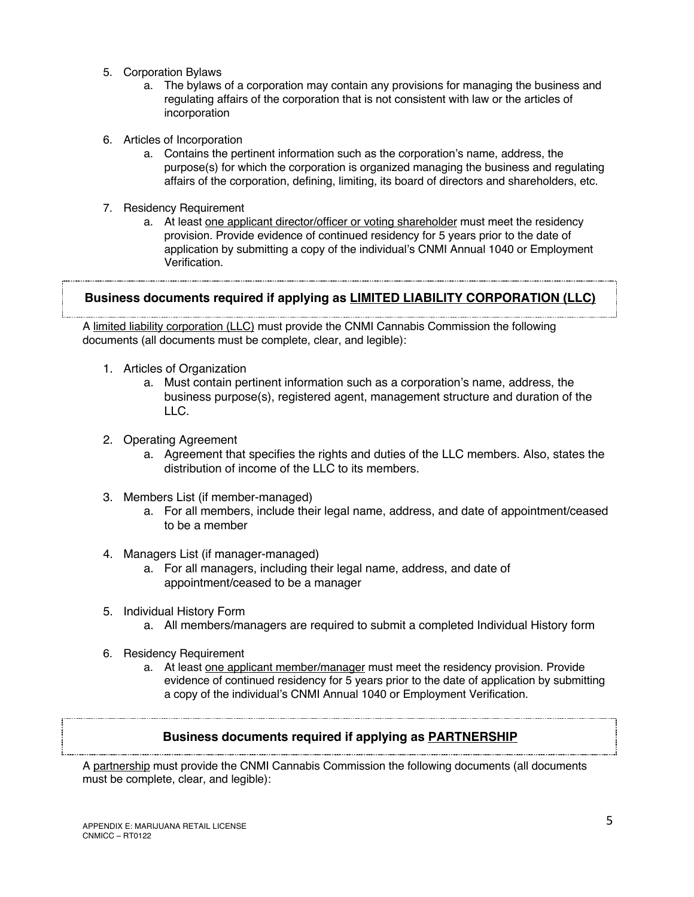5. Corporation Bylaws
    a. The bylaws of a corporation may contain any provisions for managing the business and regulating affairs of the corporation that is not consistent with law or the articles of incorporation

6. Articles of Incorporation
    a. Contains the pertinent information such as the corporation's name, address, the purpose(s) for which the corporation is organized managing the business and regulating affairs of the corporation, defining, limiting, its board of directors and shareholders, etc.

7. Residency Requirement
    a. At least <u>one applicant director/officer or voting shareholder</u> must meet the residency provision. Provide evidence of continued residency for 5 years prior to the date of application by submitting a copy of the individual's CNMI Annual 1040 or Employment Verification.

### Business documents required if applying as <u>LIMITED LIABILITY CORPORATION (LLC)</u>

A <u>limited liability corporation (LLC)</u> must provide the CNMI Cannabis Commission the following documents (all documents must be complete, clear, and legible):

1. Articles of Organization
    a. Must contain pertinent information such as a corporation's name, address, the business purpose(s), registered agent, management structure and duration of the LLC.

2. Operating Agreement
    a. Agreement that specifies the rights and duties of the LLC members. Also, states the distribution of income of the LLC to its members.

3. Members List (if member-managed)
    a. For all members, include their legal name, address, and date of appointment/ceased to be a member

4. Managers List (if manager-managed)
    a. For all managers, including their legal name, address, and date of appointment/ceased to be a manager

5. Individual History Form
    a. All members/managers are required to submit a completed Individual History form

6. Residency Requirement
    a. At least <u>one applicant member/manager</u> must meet the residency provision. Provide evidence of continued residency for 5 years prior to the date of application by submitting a copy of the individual's CNMI Annual 1040 or Employment Verification.

### Business documents required if applying as <u>PARTNERSHIP</u>

A <u>partnership</u> must provide the CNMI Cannabis Commission the following documents (all documents must be complete, clear, and legible):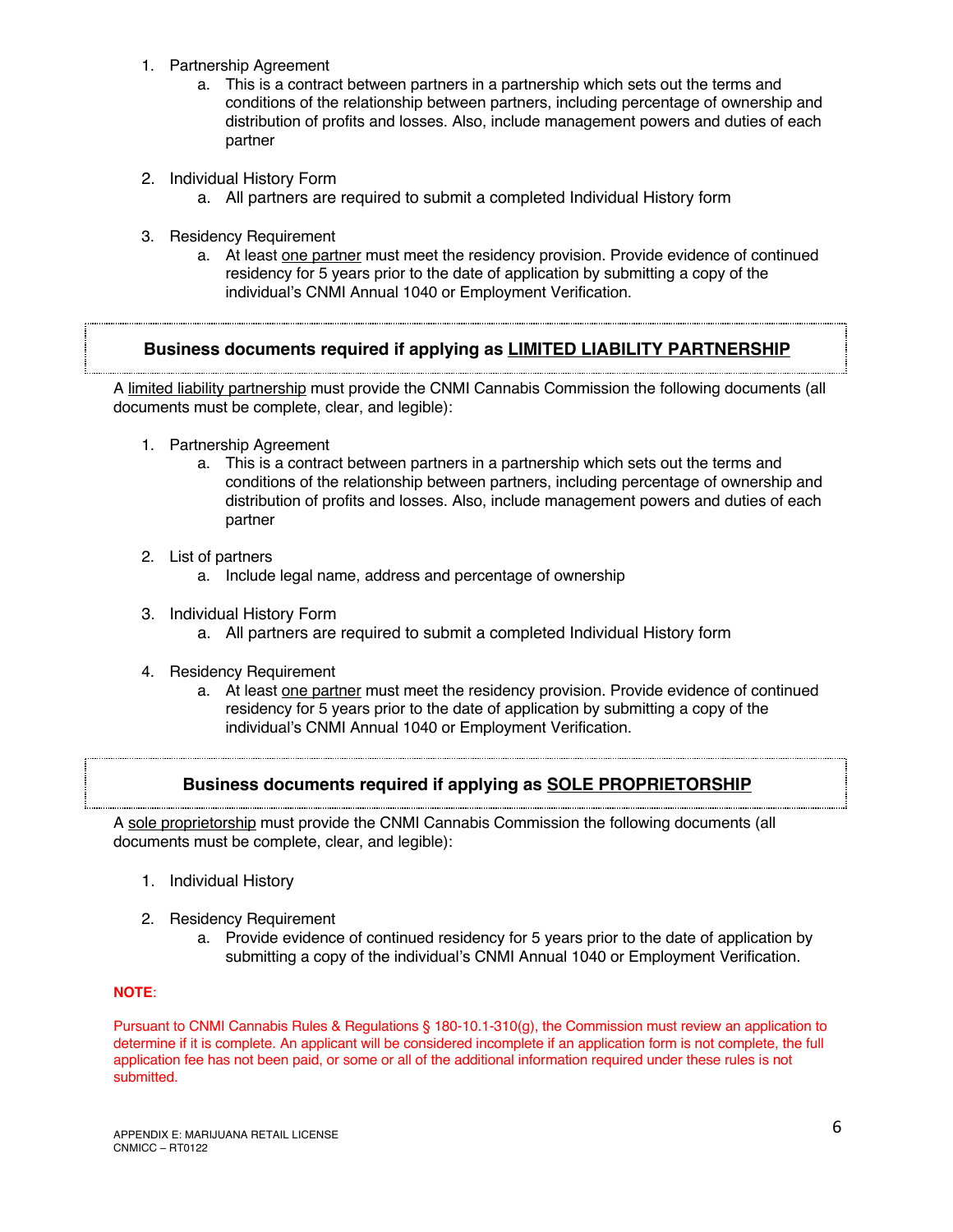1. Partnership Agreement
    a. This is a contract between partners in a partnership which sets out the terms and conditions of the relationship between partners, including percentage of ownership and distribution of profits and losses. Also, include management powers and duties of each partner

2. Individual History Form
    a. All partners are required to submit a completed Individual History form

3. Residency Requirement
    a. At least <u>one partner</u> must meet the residency provision. Provide evidence of continued residency for 5 years prior to the date of application by submitting a copy of the individual's CNMI Annual 1040 or Employment Verification.

## Business documents required if applying as <u>LIMITED LIABILITY PARTNERSHIP</u>

A <u>limited liability partnership</u> must provide the CNMI Cannabis Commission the following documents (all documents must be complete, clear, and legible):

1. Partnership Agreement
    a. This is a contract between partners in a partnership which sets out the terms and conditions of the relationship between partners, including percentage of ownership and distribution of profits and losses. Also, include management powers and duties of each partner

2. List of partners
    a. Include legal name, address and percentage of ownership

3. Individual History Form
    a. All partners are required to submit a completed Individual History form

4. Residency Requirement
    a. At least <u>one partner</u> must meet the residency provision. Provide evidence of continued residency for 5 years prior to the date of application by submitting a copy of the individual's CNMI Annual 1040 or Employment Verification.

## Business documents required if applying as <u>SOLE PROPRIETORSHIP</u>

A <u>sole proprietorship</u> must provide the CNMI Cannabis Commission the following documents (all documents must be complete, clear, and legible):

1. Individual History

2. Residency Requirement
    a. Provide evidence of continued residency for 5 years prior to the date of application by submitting a copy of the individual's CNMI Annual 1040 or Employment Verification.

**NOTE**:

Pursuant to CNMI Cannabis Rules & Regulations § 180-10.1-310(g), the Commission must review an application to determine if it is complete. An applicant will be considered incomplete if an application form is not complete, the full application fee has not been paid, or some or all of the additional information required under these rules is not submitted.

APPENDIX E: MARIJUANA RETAIL LICENSE
CNMICC – RT0122